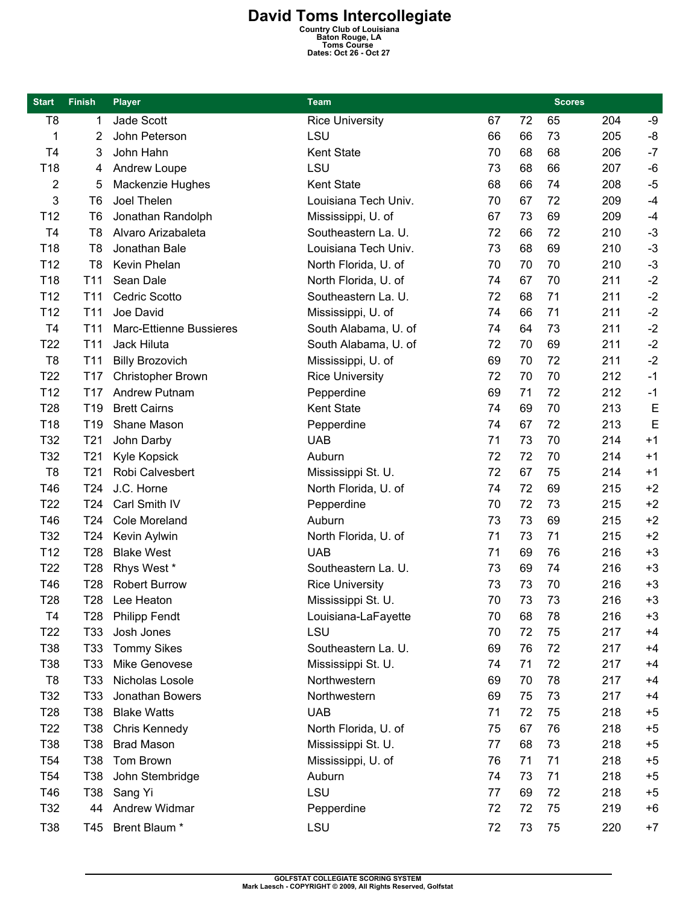# David Toms Intercollegiate

**Country Club of Louisiana**
**Baton Rouge, LA**
**Toms Course**
**Dates: Oct 26 - Oct 27**

| Start | Finish | Player | Team | Scores | | | | |
|---|---|---|---|---|---|---|---|---|
| T8 | 1 | Jade Scott | Rice University | 67 | 72 | 65 | 204 | -9 |
| 1 | 2 | John Peterson | LSU | 66 | 66 | 73 | 205 | -8 |
| T4 | 3 | John Hahn | Kent State | 70 | 68 | 68 | 206 | -7 |
| T18 | 4 | Andrew Loupe | LSU | 73 | 68 | 66 | 207 | -6 |
| 2 | 5 | Mackenzie Hughes | Kent State | 68 | 66 | 74 | 208 | -5 |
| 3 | T6 | Joel Thelen | Louisiana Tech Univ. | 70 | 67 | 72 | 209 | -4 |
| T12 | T6 | Jonathan Randolph | Mississippi, U. of | 67 | 73 | 69 | 209 | -4 |
| T4 | T8 | Alvaro Arizabaleta | Southeastern La. U. | 72 | 66 | 72 | 210 | -3 |
| T18 | T8 | Jonathan Bale | Louisiana Tech Univ. | 73 | 68 | 69 | 210 | -3 |
| T12 | T8 | Kevin Phelan | North Florida, U. of | 70 | 70 | 70 | 210 | -3 |
| T18 | T11 | Sean Dale | North Florida, U. of | 74 | 67 | 70 | 211 | -2 |
| T12 | T11 | Cedric Scotto | Southeastern La. U. | 72 | 68 | 71 | 211 | -2 |
| T12 | T11 | Joe David | Mississippi, U. of | 74 | 66 | 71 | 211 | -2 |
| T4 | T11 | Marc-Ettienne Bussieres | South Alabama, U. of | 74 | 64 | 73 | 211 | -2 |
| T22 | T11 | Jack Hiluta | South Alabama, U. of | 72 | 70 | 69 | 211 | -2 |
| T8 | T11 | Billy Brozovich | Mississippi, U. of | 69 | 70 | 72 | 211 | -2 |
| T22 | T17 | Christopher Brown | Rice University | 72 | 70 | 70 | 212 | -1 |
| T12 | T17 | Andrew Putnam | Pepperdine | 69 | 71 | 72 | 212 | -1 |
| T28 | T19 | Brett Cairns | Kent State | 74 | 69 | 70 | 213 | E |
| T18 | T19 | Shane Mason | Pepperdine | 74 | 67 | 72 | 213 | E |
| T32 | T21 | John Darby | UAB | 71 | 73 | 70 | 214 | +1 |
| T32 | T21 | Kyle Kopsick | Auburn | 72 | 72 | 70 | 214 | +1 |
| T8 | T21 | Robi Calvesbert | Mississippi St. U. | 72 | 67 | 75 | 214 | +1 |
| T46 | T24 | J.C. Horne | North Florida, U. of | 74 | 72 | 69 | 215 | +2 |
| T22 | T24 | Carl Smith IV | Pepperdine | 70 | 72 | 73 | 215 | +2 |
| T46 | T24 | Cole Moreland | Auburn | 73 | 73 | 69 | 215 | +2 |
| T32 | T24 | Kevin Aylwin | North Florida, U. of | 71 | 73 | 71 | 215 | +2 |
| T12 | T28 | Blake West | UAB | 71 | 69 | 76 | 216 | +3 |
| T22 | T28 | Rhys West * | Southeastern La. U. | 73 | 69 | 74 | 216 | +3 |
| T46 | T28 | Robert Burrow | Rice University | 73 | 73 | 70 | 216 | +3 |
| T28 | T28 | Lee Heaton | Mississippi St. U. | 70 | 73 | 73 | 216 | +3 |
| T4 | T28 | Philipp Fendt | Louisiana-LaFayette | 70 | 68 | 78 | 216 | +3 |
| T22 | T33 | Josh Jones | LSU | 70 | 72 | 75 | 217 | +4 |
| T38 | T33 | Tommy Sikes | Southeastern La. U. | 69 | 76 | 72 | 217 | +4 |
| T38 | T33 | Mike Genovese | Mississippi St. U. | 74 | 71 | 72 | 217 | +4 |
| T8 | T33 | Nicholas Losole | Northwestern | 69 | 70 | 78 | 217 | +4 |
| T32 | T33 | Jonathan Bowers | Northwestern | 69 | 75 | 73 | 217 | +4 |
| T28 | T38 | Blake Watts | UAB | 71 | 72 | 75 | 218 | +5 |
| T22 | T38 | Chris Kennedy | North Florida, U. of | 75 | 67 | 76 | 218 | +5 |
| T38 | T38 | Brad Mason | Mississippi St. U. | 77 | 68 | 73 | 218 | +5 |
| T54 | T38 | Tom Brown | Mississippi, U. of | 76 | 71 | 71 | 218 | +5 |
| T54 | T38 | John Stembridge | Auburn | 74 | 73 | 71 | 218 | +5 |
| T46 | T38 | Sang Yi | LSU | 77 | 69 | 72 | 218 | +5 |
| T32 | 44 | Andrew Widmar | Pepperdine | 72 | 72 | 75 | 219 | +6 |
| T38 | T45 | Brent Blaum * | LSU | 72 | 73 | 75 | 220 | +7 |

GOLFSTAT COLLEGIATE SCORING SYSTEM
Mark Laesch - COPYRIGHT © 2009, All Rights Reserved, Golfstat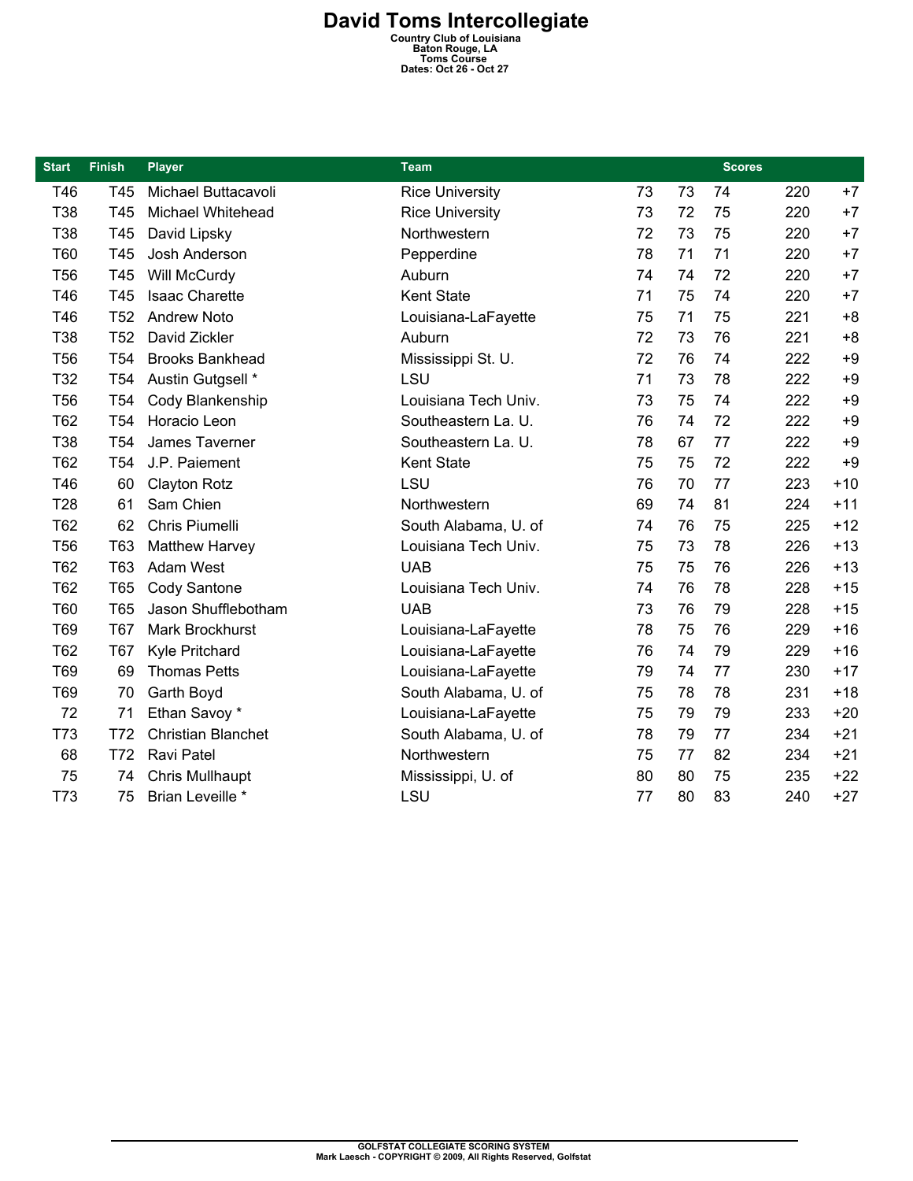# David Toms Intercollegiate

**Country Club of Louisiana**
**Baton Rouge, LA**
**Toms Course**
**Dates: Oct 26 - Oct 27**

| Start | Finish | Player | Team | Scores | | | | |
|---|---|---|---|---|---|---|---|---|
| T46 | T45 | Michael Buttacavoli | Rice University | 73 | 73 | 74 | 220 | +7 |
| T38 | T45 | Michael Whitehead | Rice University | 73 | 72 | 75 | 220 | +7 |
| T38 | T45 | David Lipsky | Northwestern | 72 | 73 | 75 | 220 | +7 |
| T60 | T45 | Josh Anderson | Pepperdine | 78 | 71 | 71 | 220 | +7 |
| T56 | T45 | Will McCurdy | Auburn | 74 | 74 | 72 | 220 | +7 |
| T46 | T45 | Isaac Charette | Kent State | 71 | 75 | 74 | 220 | +7 |
| T46 | T52 | Andrew Noto | Louisiana-LaFayette | 75 | 71 | 75 | 221 | +8 |
| T38 | T52 | David Zickler | Auburn | 72 | 73 | 76 | 221 | +8 |
| T56 | T54 | Brooks Bankhead | Mississippi St. U. | 72 | 76 | 74 | 222 | +9 |
| T32 | T54 | Austin Gutgsell * | LSU | 71 | 73 | 78 | 222 | +9 |
| T56 | T54 | Cody Blankenship | Louisiana Tech Univ. | 73 | 75 | 74 | 222 | +9 |
| T62 | T54 | Horacio Leon | Southeastern La. U. | 76 | 74 | 72 | 222 | +9 |
| T38 | T54 | James Taverner | Southeastern La. U. | 78 | 67 | 77 | 222 | +9 |
| T62 | T54 | J.P. Paiement | Kent State | 75 | 75 | 72 | 222 | +9 |
| T46 | 60 | Clayton Rotz | LSU | 76 | 70 | 77 | 223 | +10 |
| T28 | 61 | Sam Chien | Northwestern | 69 | 74 | 81 | 224 | +11 |
| T62 | 62 | Chris Piumelli | South Alabama, U. of | 74 | 76 | 75 | 225 | +12 |
| T56 | T63 | Matthew Harvey | Louisiana Tech Univ. | 75 | 73 | 78 | 226 | +13 |
| T62 | T63 | Adam West | UAB | 75 | 75 | 76 | 226 | +13 |
| T62 | T65 | Cody Santone | Louisiana Tech Univ. | 74 | 76 | 78 | 228 | +15 |
| T60 | T65 | Jason Shufflebotham | UAB | 73 | 76 | 79 | 228 | +15 |
| T69 | T67 | Mark Brockhurst | Louisiana-LaFayette | 78 | 75 | 76 | 229 | +16 |
| T62 | T67 | Kyle Pritchard | Louisiana-LaFayette | 76 | 74 | 79 | 229 | +16 |
| T69 | 69 | Thomas Petts | Louisiana-LaFayette | 79 | 74 | 77 | 230 | +17 |
| T69 | 70 | Garth Boyd | South Alabama, U. of | 75 | 78 | 78 | 231 | +18 |
| 72 | 71 | Ethan Savoy * | Louisiana-LaFayette | 75 | 79 | 79 | 233 | +20 |
| T73 | T72 | Christian Blanchet | South Alabama, U. of | 78 | 79 | 77 | 234 | +21 |
| 68 | T72 | Ravi Patel | Northwestern | 75 | 77 | 82 | 234 | +21 |
| 75 | 74 | Chris Mullhaupt | Mississippi, U. of | 80 | 80 | 75 | 235 | +22 |
| T73 | 75 | Brian Leveille * | LSU | 77 | 80 | 83 | 240 | +27 |

**GOLFSTAT COLLEGIATE SCORING SYSTEM**
**Mark Laesch - COPYRIGHT © 2009, All Rights Reserved, Golfstat**